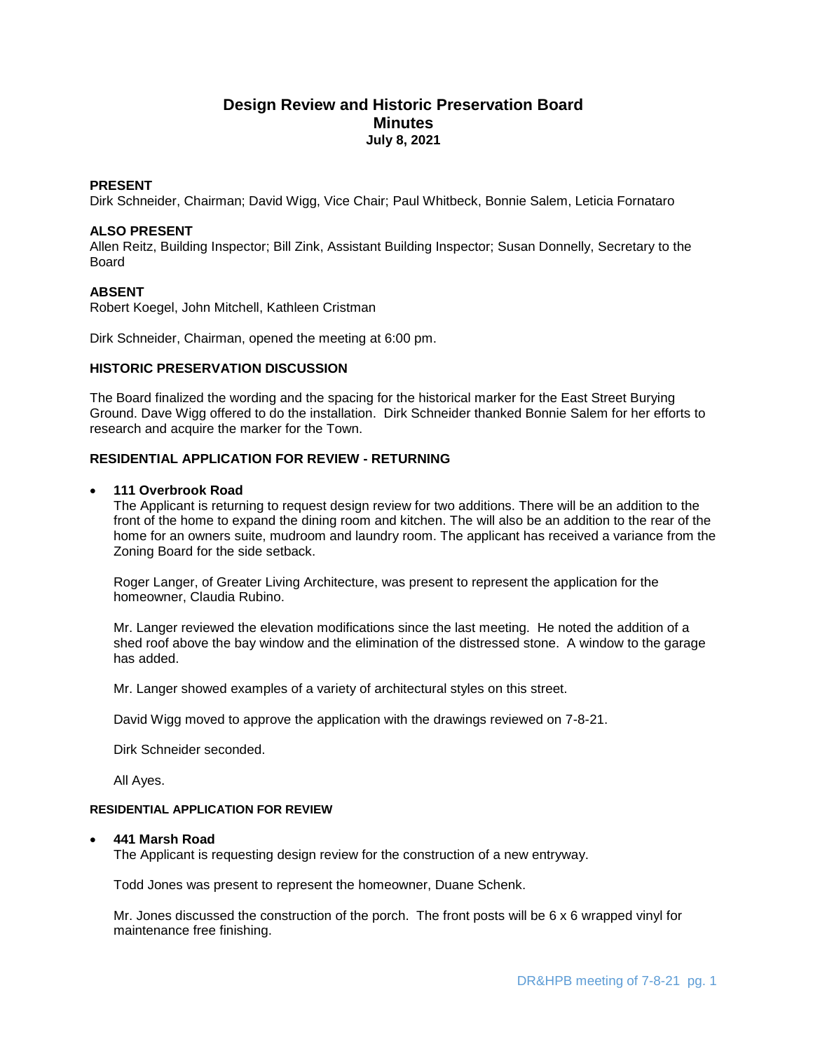# Design Review and Historic Preservation Board
## Minutes
### July 8, 2021

**PRESENT**
Dirk Schneider, Chairman; David Wigg, Vice Chair; Paul Whitbeck, Bonnie Salem, Leticia Fornataro

**ALSO PRESENT**
Allen Reitz, Building Inspector; Bill Zink, Assistant Building Inspector; Susan Donnelly, Secretary to the Board

**ABSENT**
Robert Koegel, John Mitchell, Kathleen Cristman

Dirk Schneider, Chairman, opened the meeting at 6:00 pm.

**HISTORIC PRESERVATION DISCUSSION**

The Board finalized the wording and the spacing for the historical marker for the East Street Burying Ground. Dave Wigg offered to do the installation. Dirk Schneider thanked Bonnie Salem for her efforts to research and acquire the marker for the Town.

**RESIDENTIAL APPLICATION FOR REVIEW - RETURNING**

- **111 Overbrook Road**
  The Applicant is returning to request design review for two additions. There will be an addition to the front of the home to expand the dining room and kitchen. The will also be an addition to the rear of the home for an owners suite, mudroom and laundry room. The applicant has received a variance from the Zoning Board for the side setback.

  Roger Langer, of Greater Living Architecture, was present to represent the application for the homeowner, Claudia Rubino.

  Mr. Langer reviewed the elevation modifications since the last meeting. He noted the addition of a shed roof above the bay window and the elimination of the distressed stone. A window to the garage has added.

  Mr. Langer showed examples of a variety of architectural styles on this street.

  David Wigg moved to approve the application with the drawings reviewed on 7-8-21.

  Dirk Schneider seconded.

  All Ayes.

**RESIDENTIAL APPLICATION FOR REVIEW**

- **441 Marsh Road**
  The Applicant is requesting design review for the construction of a new entryway.

  Todd Jones was present to represent the homeowner, Duane Schenk.

  Mr. Jones discussed the construction of the porch. The front posts will be 6 x 6 wrapped vinyl for maintenance free finishing.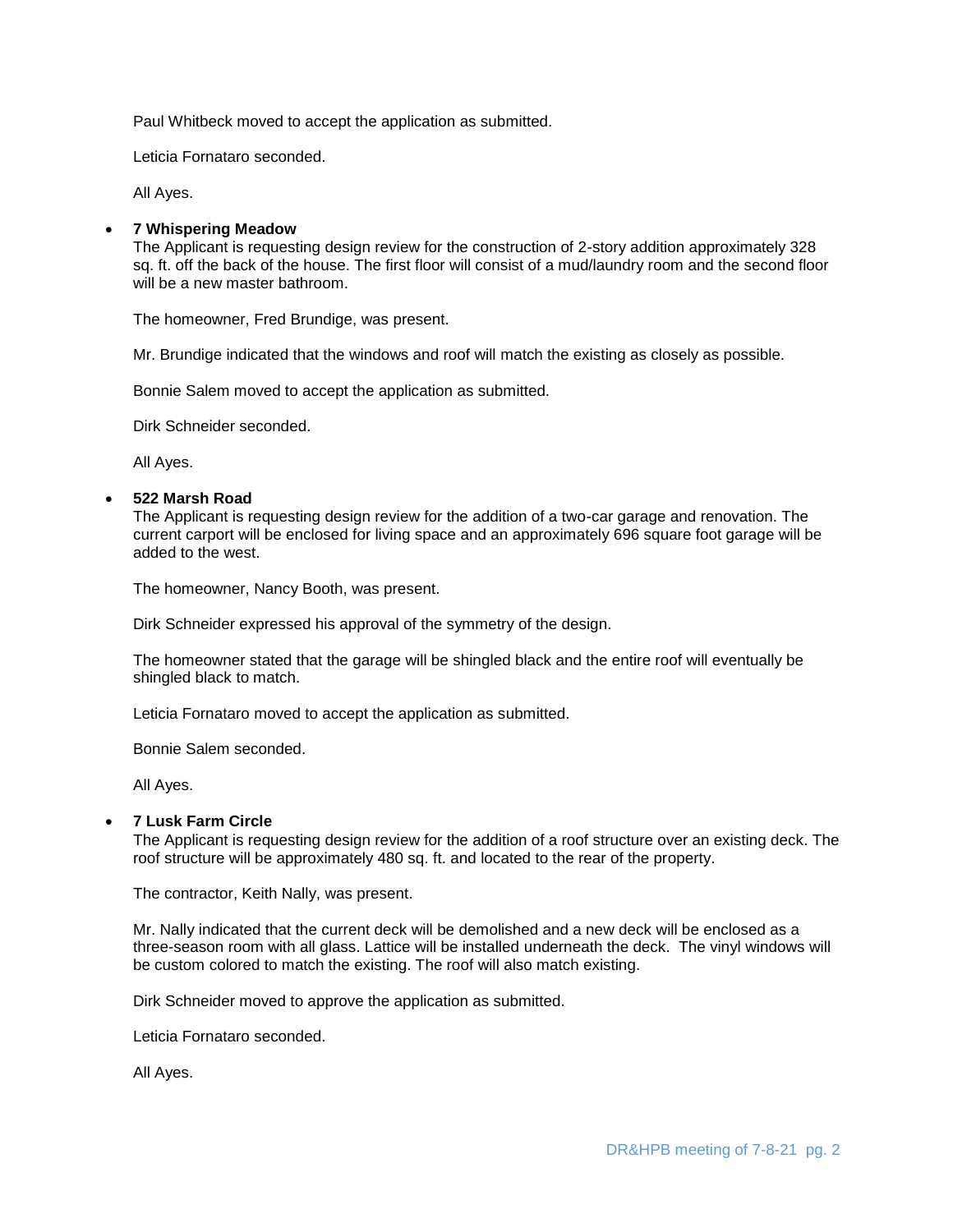Paul Whitbeck moved to accept the application as submitted.

Leticia Fornataro seconded.

All Ayes.

- **7 Whispering Meadow**
  The Applicant is requesting design review for the construction of 2-story addition approximately 328 sq. ft. off the back of the house. The first floor will consist of a mud/laundry room and the second floor will be a new master bathroom.

  The homeowner, Fred Brundige, was present.

  Mr. Brundige indicated that the windows and roof will match the existing as closely as possible.

  Bonnie Salem moved to accept the application as submitted.

  Dirk Schneider seconded.

  All Ayes.

- **522 Marsh Road**
  The Applicant is requesting design review for the addition of a two-car garage and renovation. The current carport will be enclosed for living space and an approximately 696 square foot garage will be added to the west.

  The homeowner, Nancy Booth, was present.

  Dirk Schneider expressed his approval of the symmetry of the design.

  The homeowner stated that the garage will be shingled black and the entire roof will eventually be shingled black to match.

  Leticia Fornataro moved to accept the application as submitted.

  Bonnie Salem seconded.

  All Ayes.

- **7 Lusk Farm Circle**
  The Applicant is requesting design review for the addition of a roof structure over an existing deck. The roof structure will be approximately 480 sq. ft. and located to the rear of the property.

  The contractor, Keith Nally, was present.

  Mr. Nally indicated that the current deck will be demolished and a new deck will be enclosed as a three-season room with all glass. Lattice will be installed underneath the deck. The vinyl windows will be custom colored to match the existing. The roof will also match existing.

  Dirk Schneider moved to approve the application as submitted.

  Leticia Fornataro seconded.

  All Ayes.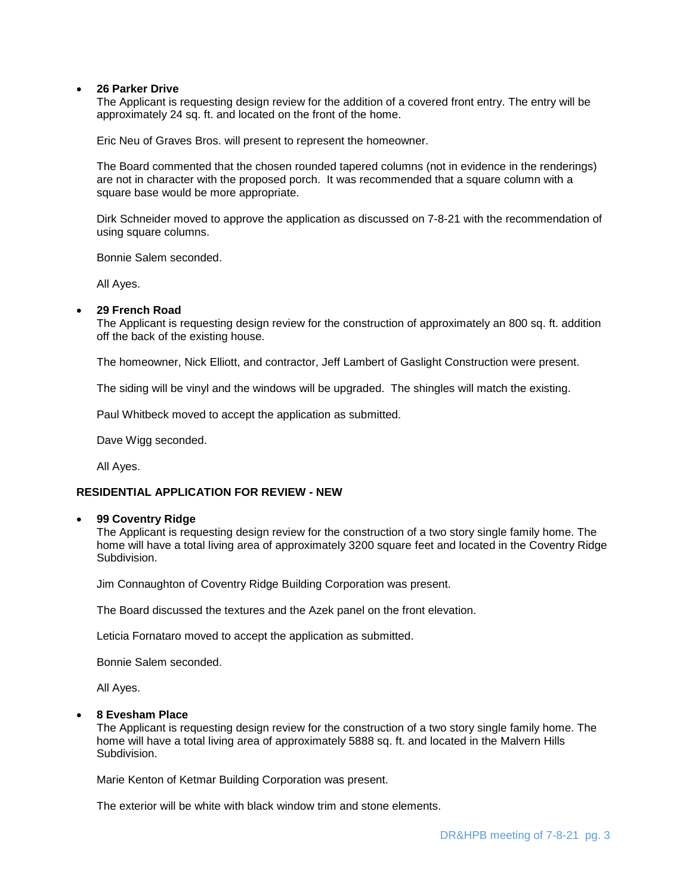- **26 Parker Drive**
  The Applicant is requesting design review for the addition of a covered front entry. The entry will be approximately 24 sq. ft. and located on the front of the home.

  Eric Neu of Graves Bros. will present to represent the homeowner.

  The Board commented that the chosen rounded tapered columns (not in evidence in the renderings) are not in character with the proposed porch. It was recommended that a square column with a square base would be more appropriate.

  Dirk Schneider moved to approve the application as discussed on 7-8-21 with the recommendation of using square columns.

  Bonnie Salem seconded.

  All Ayes.

- **29 French Road**
  The Applicant is requesting design review for the construction of approximately an 800 sq. ft. addition off the back of the existing house.

  The homeowner, Nick Elliott, and contractor, Jeff Lambert of Gaslight Construction were present.

  The siding will be vinyl and the windows will be upgraded. The shingles will match the existing.

  Paul Whitbeck moved to accept the application as submitted.

  Dave Wigg seconded.

  All Ayes.

**RESIDENTIAL APPLICATION FOR REVIEW - NEW**

- **99 Coventry Ridge**
  The Applicant is requesting design review for the construction of a two story single family home. The home will have a total living area of approximately 3200 square feet and located in the Coventry Ridge Subdivision.

  Jim Connaughton of Coventry Ridge Building Corporation was present.

  The Board discussed the textures and the Azek panel on the front elevation.

  Leticia Fornataro moved to accept the application as submitted.

  Bonnie Salem seconded.

  All Ayes.

- **8 Evesham Place**
  The Applicant is requesting design review for the construction of a two story single family home. The home will have a total living area of approximately 5888 sq. ft. and located in the Malvern Hills Subdivision.

  Marie Kenton of Ketmar Building Corporation was present.

  The exterior will be white with black window trim and stone elements.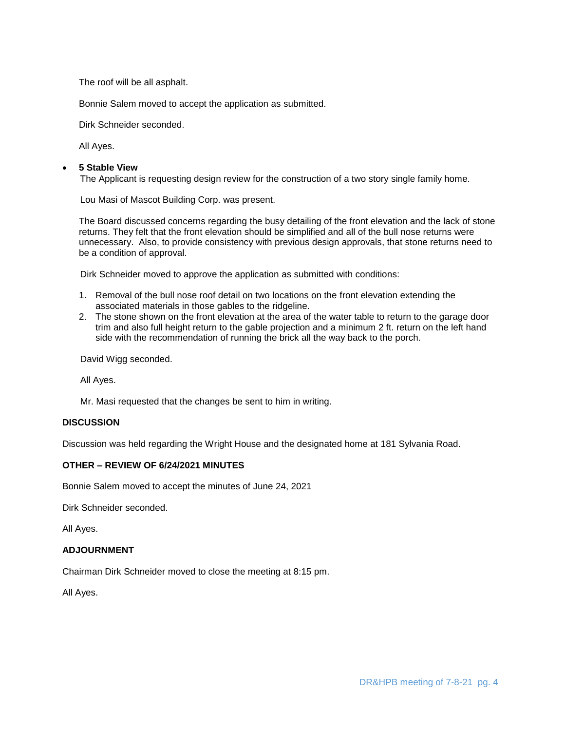The roof will be all asphalt.

Bonnie Salem moved to accept the application as submitted.

Dirk Schneider seconded.

All Ayes.

- **5 Stable View**

  The Applicant is requesting design review for the construction of a two story single family home.

  Lou Masi of Mascot Building Corp. was present.

  The Board discussed concerns regarding the busy detailing of the front elevation and the lack of stone returns. They felt that the front elevation should be simplified and all of the bull nose returns were unnecessary. Also, to provide consistency with previous design approvals, that stone returns need to be a condition of approval.

  Dirk Schneider moved to approve the application as submitted with conditions:

  1. Removal of the bull nose roof detail on two locations on the front elevation extending the associated materials in those gables to the ridgeline.
  2. The stone shown on the front elevation at the area of the water table to return to the garage door trim and also full height return to the gable projection and a minimum 2 ft. return on the left hand side with the recommendation of running the brick all the way back to the porch.

  David Wigg seconded.

  All Ayes.

  Mr. Masi requested that the changes be sent to him in writing.

**DISCUSSION**

Discussion was held regarding the Wright House and the designated home at 181 Sylvania Road.

**OTHER – REVIEW OF 6/24/2021 MINUTES**

Bonnie Salem moved to accept the minutes of June 24, 2021

Dirk Schneider seconded.

All Ayes.

**ADJOURNMENT**

Chairman Dirk Schneider moved to close the meeting at 8:15 pm.

All Ayes.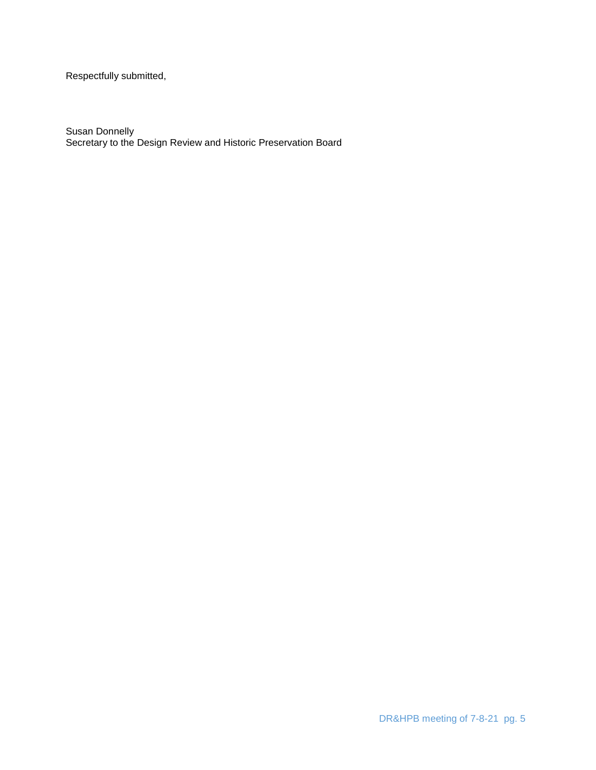Respectfully submitted,

Susan Donnelly
Secretary to the Design Review and Historic Preservation Board